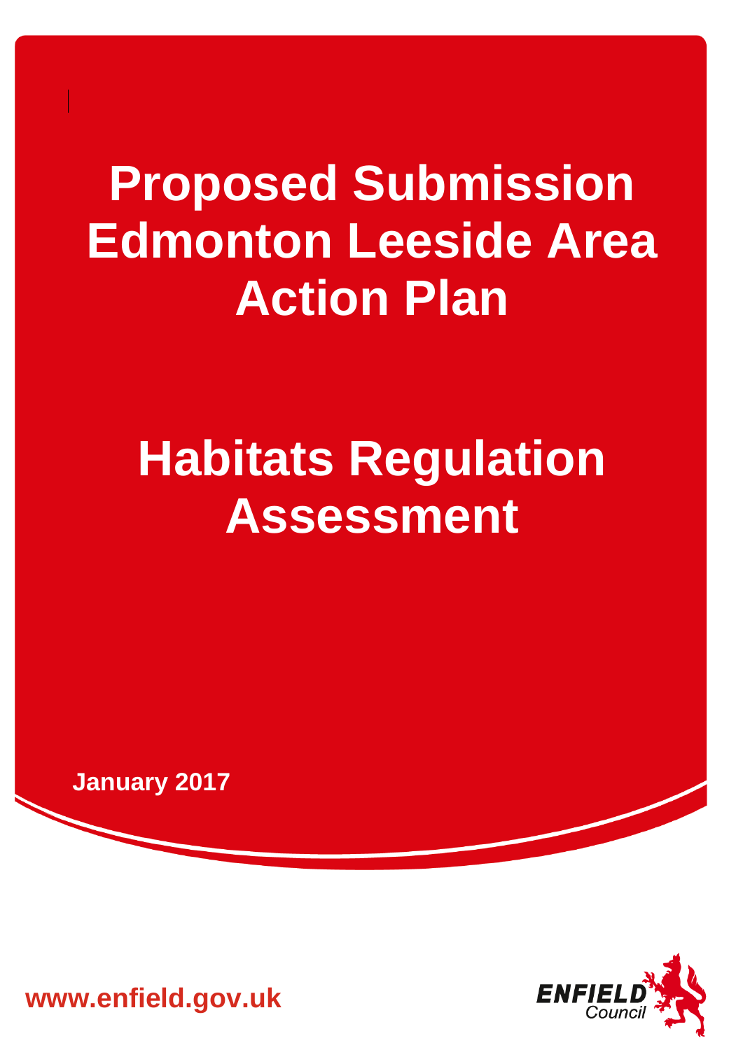# Proposed Submission Edmonton Leeside Area Action Plan

# Habitats Regulation Assessment

**January 2017**

**www.enfield.gov.uk**

ENFIELD Council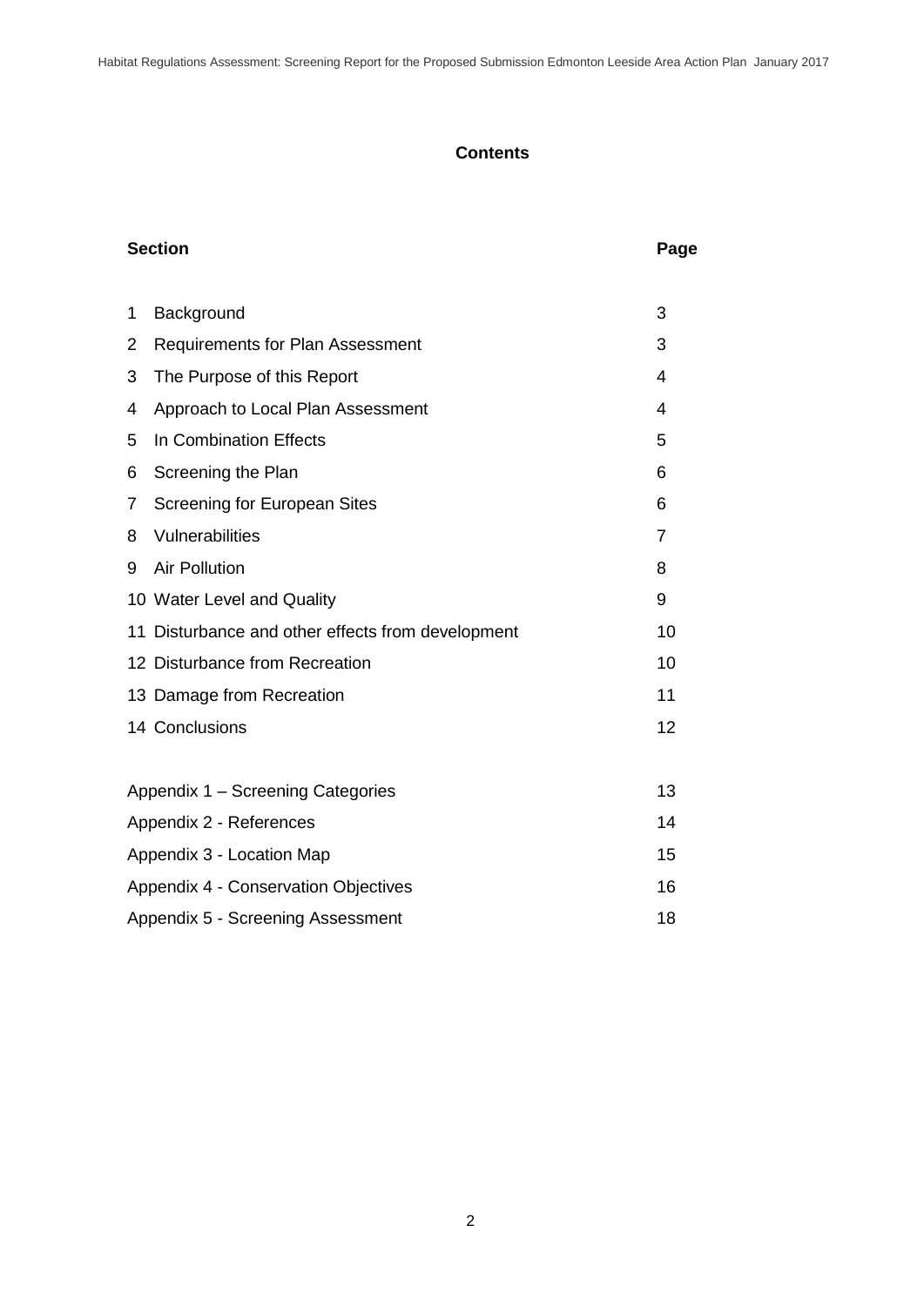# Contents

| Section | | Page |
|---|---|---|
| 1 | Background | 3 |
| 2 | Requirements for Plan Assessment | 3 |
| 3 | The Purpose of this Report | 4 |
| 4 | Approach to Local Plan Assessment | 4 |
| 5 | In Combination Effects | 5 |
| 6 | Screening the Plan | 6 |
| 7 | Screening for European Sites | 6 |
| 8 | Vulnerabilities | 7 |
| 9 | Air Pollution | 8 |
| 10 | Water Level and Quality | 9 |
| 11 | Disturbance and other effects from development | 10 |
| 12 | Disturbance from Recreation | 10 |
| 13 | Damage from Recreation | 11 |
| 14 | Conclusions | 12 |
| | | |
| Appendix 1 – Screening Categories | | 13 |
| Appendix 2 - References | | 14 |
| Appendix 3 - Location Map | | 15 |
| Appendix 4 - Conservation Objectives | | 16 |
| Appendix 5 - Screening Assessment | | 18 |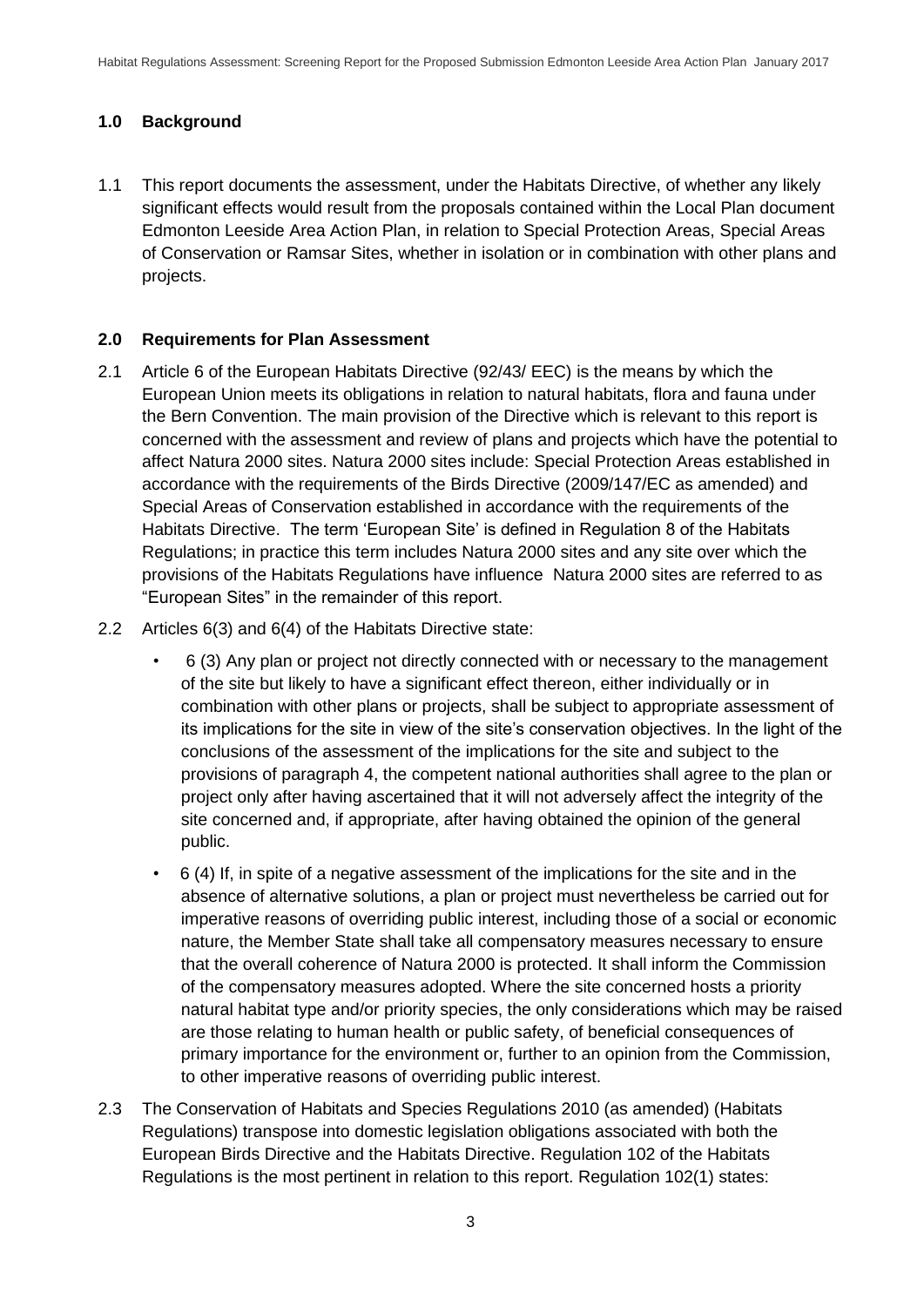## 1.0 Background

1.1 This report documents the assessment, under the Habitats Directive, of whether any likely significant effects would result from the proposals contained within the Local Plan document Edmonton Leeside Area Action Plan, in relation to Special Protection Areas, Special Areas of Conservation or Ramsar Sites, whether in isolation or in combination with other plans and projects.

## 2.0 Requirements for Plan Assessment

2.1 Article 6 of the European Habitats Directive (92/43/ EEC) is the means by which the European Union meets its obligations in relation to natural habitats, flora and fauna under the Bern Convention. The main provision of the Directive which is relevant to this report is concerned with the assessment and review of plans and projects which have the potential to affect Natura 2000 sites. Natura 2000 sites include: Special Protection Areas established in accordance with the requirements of the Birds Directive (2009/147/EC as amended) and Special Areas of Conservation established in accordance with the requirements of the Habitats Directive. The term 'European Site' is defined in Regulation 8 of the Habitats Regulations; in practice this term includes Natura 2000 sites and any site over which the provisions of the Habitats Regulations have influence Natura 2000 sites are referred to as "European Sites" in the remainder of this report.

2.2 Articles 6(3) and 6(4) of the Habitats Directive state:

- 6 (3) Any plan or project not directly connected with or necessary to the management of the site but likely to have a significant effect thereon, either individually or in combination with other plans or projects, shall be subject to appropriate assessment of its implications for the site in view of the site's conservation objectives. In the light of the conclusions of the assessment of the implications for the site and subject to the provisions of paragraph 4, the competent national authorities shall agree to the plan or project only after having ascertained that it will not adversely affect the integrity of the site concerned and, if appropriate, after having obtained the opinion of the general public.
- 6 (4) If, in spite of a negative assessment of the implications for the site and in the absence of alternative solutions, a plan or project must nevertheless be carried out for imperative reasons of overriding public interest, including those of a social or economic nature, the Member State shall take all compensatory measures necessary to ensure that the overall coherence of Natura 2000 is protected. It shall inform the Commission of the compensatory measures adopted. Where the site concerned hosts a priority natural habitat type and/or priority species, the only considerations which may be raised are those relating to human health or public safety, of beneficial consequences of primary importance for the environment or, further to an opinion from the Commission, to other imperative reasons of overriding public interest.

2.3 The Conservation of Habitats and Species Regulations 2010 (as amended) (Habitats Regulations) transpose into domestic legislation obligations associated with both the European Birds Directive and the Habitats Directive. Regulation 102 of the Habitats Regulations is the most pertinent in relation to this report. Regulation 102(1) states: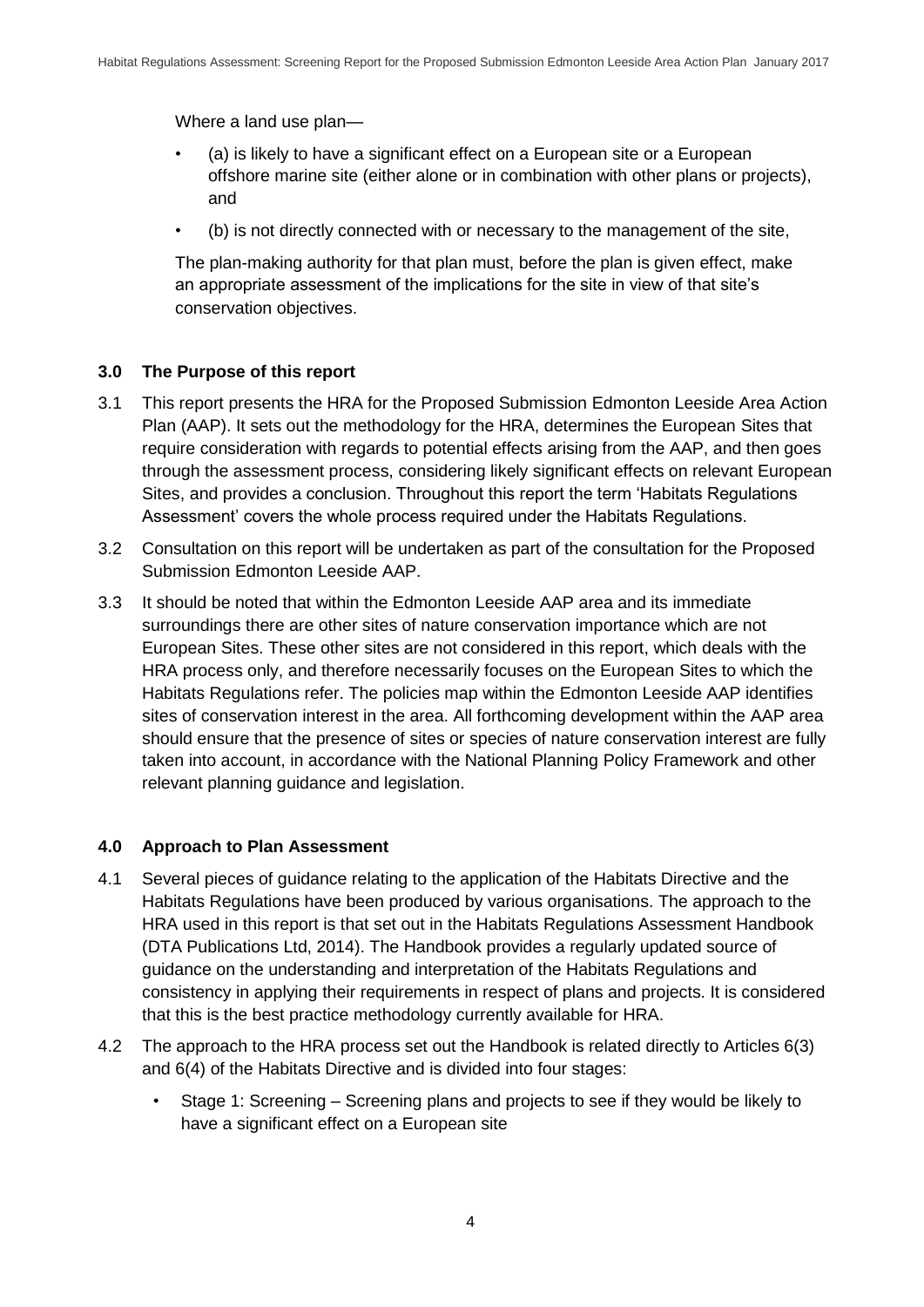Where a land use plan—

- (a) is likely to have a significant effect on a European site or a European offshore marine site (either alone or in combination with other plans or projects), and
- (b) is not directly connected with or necessary to the management of the site,

The plan-making authority for that plan must, before the plan is given effect, make an appropriate assessment of the implications for the site in view of that site's conservation objectives.

## 3.0 The Purpose of this report

3.1 This report presents the HRA for the Proposed Submission Edmonton Leeside Area Action Plan (AAP). It sets out the methodology for the HRA, determines the European Sites that require consideration with regards to potential effects arising from the AAP, and then goes through the assessment process, considering likely significant effects on relevant European Sites, and provides a conclusion. Throughout this report the term 'Habitats Regulations Assessment' covers the whole process required under the Habitats Regulations.

3.2 Consultation on this report will be undertaken as part of the consultation for the Proposed Submission Edmonton Leeside AAP.

3.3 It should be noted that within the Edmonton Leeside AAP area and its immediate surroundings there are other sites of nature conservation importance which are not European Sites. These other sites are not considered in this report, which deals with the HRA process only, and therefore necessarily focuses on the European Sites to which the Habitats Regulations refer. The policies map within the Edmonton Leeside AAP identifies sites of conservation interest in the area. All forthcoming development within the AAP area should ensure that the presence of sites or species of nature conservation interest are fully taken into account, in accordance with the National Planning Policy Framework and other relevant planning guidance and legislation.

## 4.0 Approach to Plan Assessment

4.1 Several pieces of guidance relating to the application of the Habitats Directive and the Habitats Regulations have been produced by various organisations. The approach to the HRA used in this report is that set out in the Habitats Regulations Assessment Handbook (DTA Publications Ltd, 2014). The Handbook provides a regularly updated source of guidance on the understanding and interpretation of the Habitats Regulations and consistency in applying their requirements in respect of plans and projects. It is considered that this is the best practice methodology currently available for HRA.

4.2 The approach to the HRA process set out the Handbook is related directly to Articles 6(3) and 6(4) of the Habitats Directive and is divided into four stages:

- Stage 1: Screening – Screening plans and projects to see if they would be likely to have a significant effect on a European site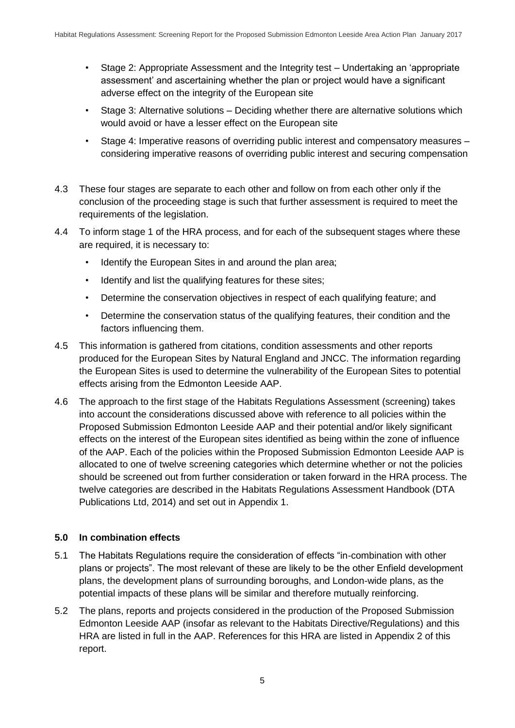- Stage 2: Appropriate Assessment and the Integrity test – Undertaking an 'appropriate assessment' and ascertaining whether the plan or project would have a significant adverse effect on the integrity of the European site
- Stage 3: Alternative solutions – Deciding whether there are alternative solutions which would avoid or have a lesser effect on the European site
- Stage 4: Imperative reasons of overriding public interest and compensatory measures – considering imperative reasons of overriding public interest and securing compensation

4.3 These four stages are separate to each other and follow on from each other only if the conclusion of the proceeding stage is such that further assessment is required to meet the requirements of the legislation.

4.4 To inform stage 1 of the HRA process, and for each of the subsequent stages where these are required, it is necessary to:

- Identify the European Sites in and around the plan area;
- Identify and list the qualifying features for these sites;
- Determine the conservation objectives in respect of each qualifying feature; and
- Determine the conservation status of the qualifying features, their condition and the factors influencing them.

4.5 This information is gathered from citations, condition assessments and other reports produced for the European Sites by Natural England and JNCC. The information regarding the European Sites is used to determine the vulnerability of the European Sites to potential effects arising from the Edmonton Leeside AAP.

4.6 The approach to the first stage of the Habitats Regulations Assessment (screening) takes into account the considerations discussed above with reference to all policies within the Proposed Submission Edmonton Leeside AAP and their potential and/or likely significant effects on the interest of the European sites identified as being within the zone of influence of the AAP. Each of the policies within the Proposed Submission Edmonton Leeside AAP is allocated to one of twelve screening categories which determine whether or not the policies should be screened out from further consideration or taken forward in the HRA process. The twelve categories are described in the Habitats Regulations Assessment Handbook (DTA Publications Ltd, 2014) and set out in Appendix 1.

## 5.0 In combination effects

5.1 The Habitats Regulations require the consideration of effects "in-combination with other plans or projects". The most relevant of these are likely to be the other Enfield development plans, the development plans of surrounding boroughs, and London-wide plans, as the potential impacts of these plans will be similar and therefore mutually reinforcing.

5.2 The plans, reports and projects considered in the production of the Proposed Submission Edmonton Leeside AAP (insofar as relevant to the Habitats Directive/Regulations) and this HRA are listed in full in the AAP. References for this HRA are listed in Appendix 2 of this report.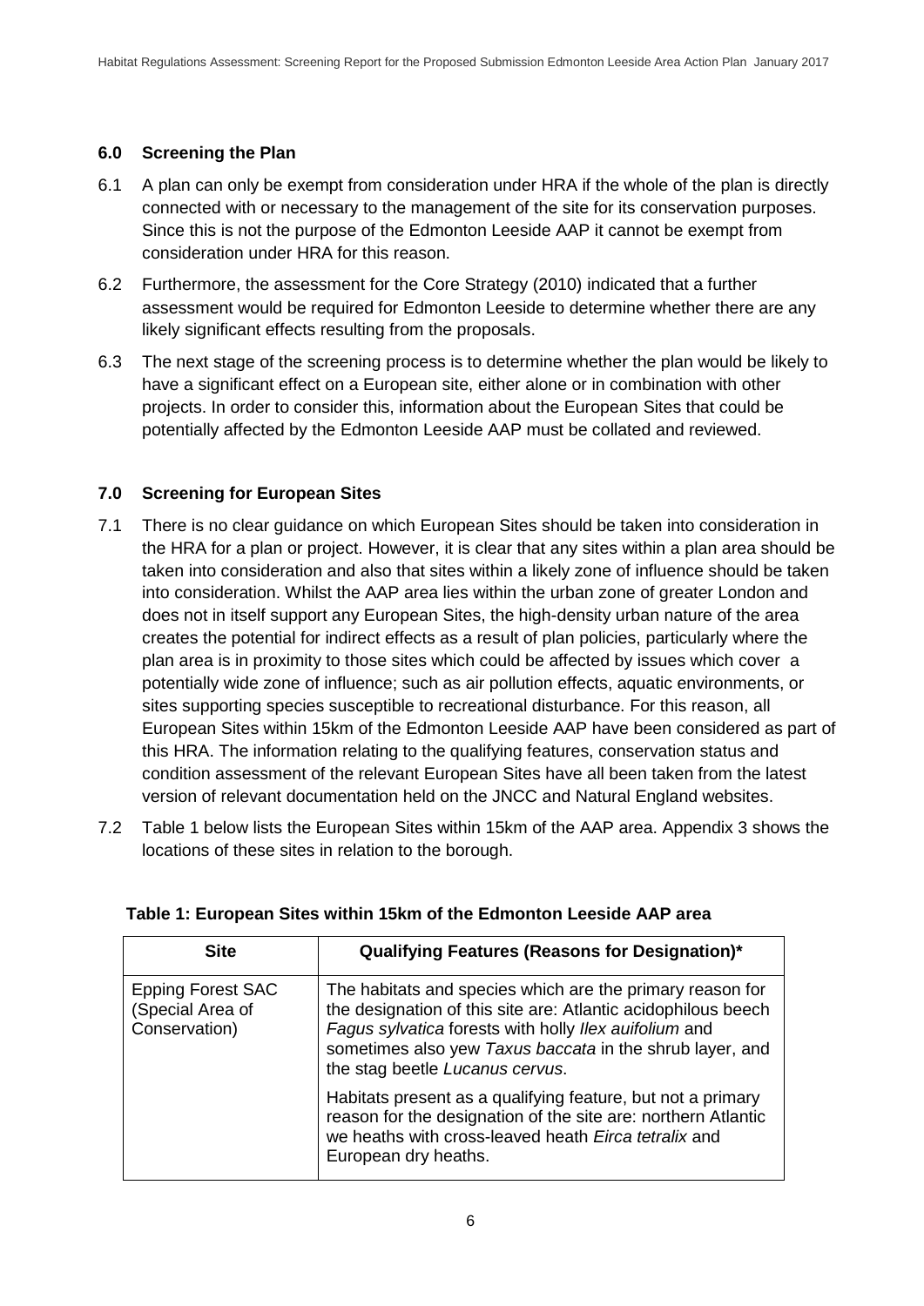## 6.0 Screening the Plan

6.1 A plan can only be exempt from consideration under HRA if the whole of the plan is directly connected with or necessary to the management of the site for its conservation purposes. Since this is not the purpose of the Edmonton Leeside AAP it cannot be exempt from consideration under HRA for this reason.

6.2 Furthermore, the assessment for the Core Strategy (2010) indicated that a further assessment would be required for Edmonton Leeside to determine whether there are any likely significant effects resulting from the proposals.

6.3 The next stage of the screening process is to determine whether the plan would be likely to have a significant effect on a European site, either alone or in combination with other projects. In order to consider this, information about the European Sites that could be potentially affected by the Edmonton Leeside AAP must be collated and reviewed.

## 7.0 Screening for European Sites

7.1 There is no clear guidance on which European Sites should be taken into consideration in the HRA for a plan or project. However, it is clear that any sites within a plan area should be taken into consideration and also that sites within a likely zone of influence should be taken into consideration. Whilst the AAP area lies within the urban zone of greater London and does not in itself support any European Sites, the high-density urban nature of the area creates the potential for indirect effects as a result of plan policies, particularly where the plan area is in proximity to those sites which could be affected by issues which cover a potentially wide zone of influence; such as air pollution effects, aquatic environments, or sites supporting species susceptible to recreational disturbance. For this reason, all European Sites within 15km of the Edmonton Leeside AAP have been considered as part of this HRA. The information relating to the qualifying features, conservation status and condition assessment of the relevant European Sites have all been taken from the latest version of relevant documentation held on the JNCC and Natural England websites.

7.2 Table 1 below lists the European Sites within 15km of the AAP area. Appendix 3 shows the locations of these sites in relation to the borough.

**Table 1: European Sites within 15km of the Edmonton Leeside AAP area**

| Site | Qualifying Features (Reasons for Designation)* |
|---|---|
| Epping Forest SAC (Special Area of Conservation) | The habitats and species which are the primary reason for the designation of this site are: Atlantic acidophilous beech *Fagus sylvatica* forests with holly *Ilex auifolium* and sometimes also yew *Taxus baccata* in the shrub layer, and the stag beetle *Lucanus cervus*.<br><br>Habitats present as a qualifying feature, but not a primary reason for the designation of the site are: northern Atlantic we heaths with cross-leaved heath *Eirca tetralix* and European dry heaths. |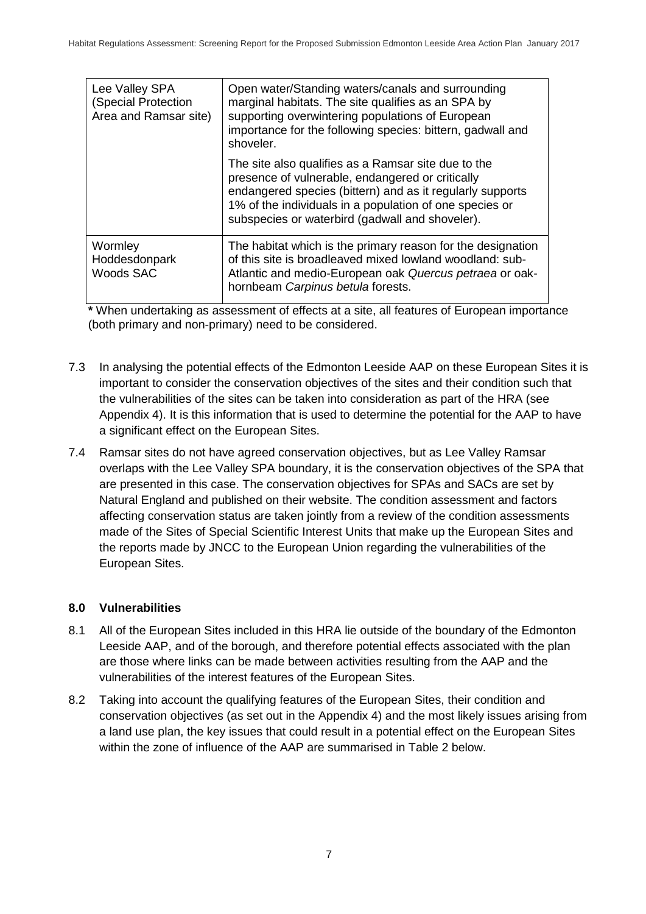| | |
|---|---|
| Lee Valley SPA (Special Protection Area and Ramsar site) | Open water/Standing waters/canals and surrounding marginal habitats. The site qualifies as an SPA by supporting overwintering populations of European importance for the following species: bittern, gadwall and shoveler.<br><br>The site also qualifies as a Ramsar site due to the presence of vulnerable, endangered or critically endangered species (bittern) and as it regularly supports 1% of the individuals in a population of one species or subspecies or waterbird (gadwall and shoveler). |
| Wormley Hoddesdonpark Woods SAC | The habitat which is the primary reason for the designation of this site is broadleaved mixed lowland woodland: sub-Atlantic and medio-European oak *Quercus petraea* or oak-hornbeam *Carpinus betula* forests. |

**\*** When undertaking as assessment of effects at a site, all features of European importance (both primary and non-primary) need to be considered.

7.3 In analysing the potential effects of the Edmonton Leeside AAP on these European Sites it is important to consider the conservation objectives of the sites and their condition such that the vulnerabilities of the sites can be taken into consideration as part of the HRA (see Appendix 4). It is this information that is used to determine the potential for the AAP to have a significant effect on the European Sites.

7.4 Ramsar sites do not have agreed conservation objectives, but as Lee Valley Ramsar overlaps with the Lee Valley SPA boundary, it is the conservation objectives of the SPA that are presented in this case. The conservation objectives for SPAs and SACs are set by Natural England and published on their website. The condition assessment and factors affecting conservation status are taken jointly from a review of the condition assessments made of the Sites of Special Scientific Interest Units that make up the European Sites and the reports made by JNCC to the European Union regarding the vulnerabilities of the European Sites.

### 8.0 Vulnerabilities

8.1 All of the European Sites included in this HRA lie outside of the boundary of the Edmonton Leeside AAP, and of the borough, and therefore potential effects associated with the plan are those where links can be made between activities resulting from the AAP and the vulnerabilities of the interest features of the European Sites.

8.2 Taking into account the qualifying features of the European Sites, their condition and conservation objectives (as set out in the Appendix 4) and the most likely issues arising from a land use plan, the key issues that could result in a potential effect on the European Sites within the zone of influence of the AAP are summarised in Table 2 below.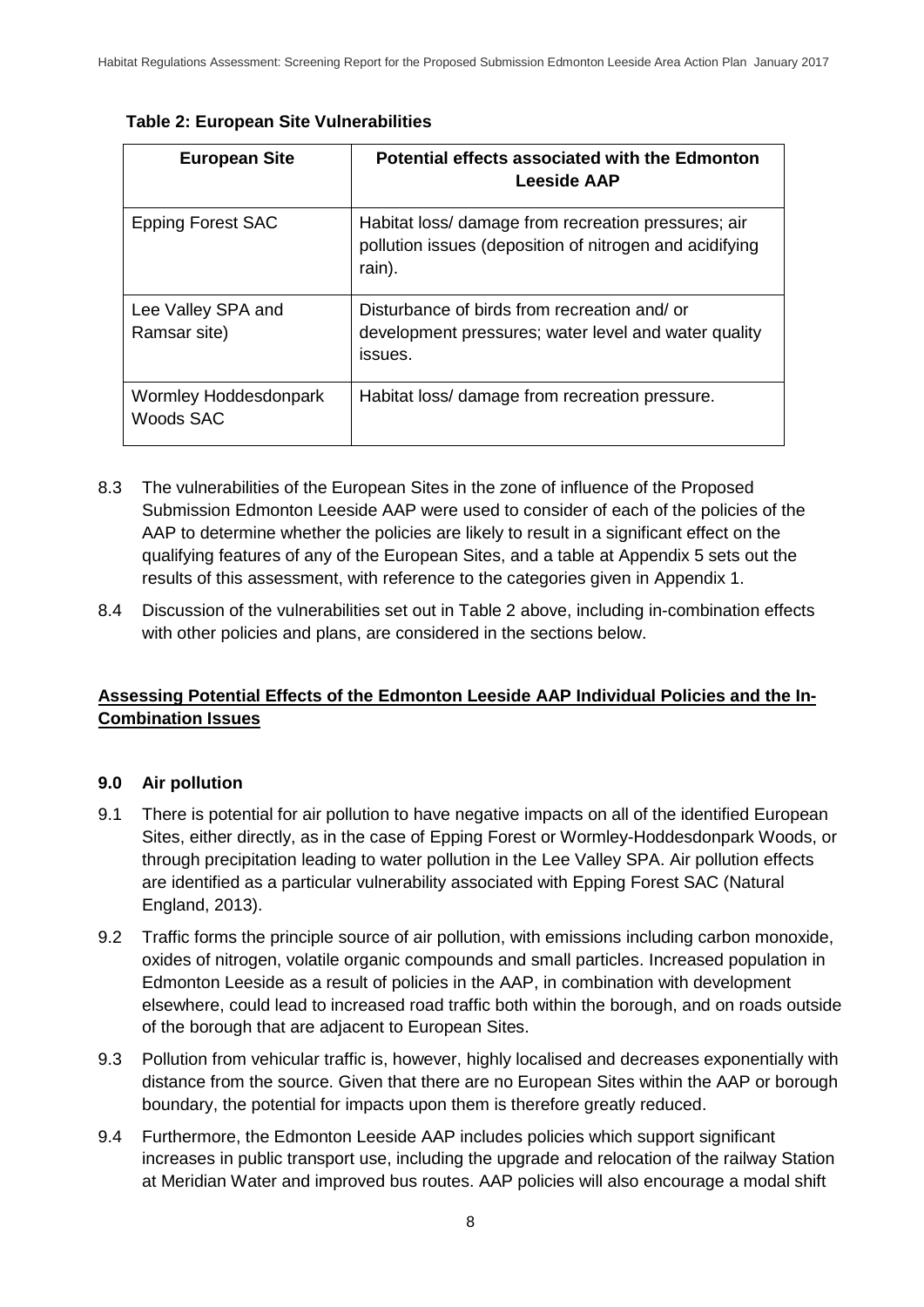**Table 2: European Site Vulnerabilities**

| European Site | Potential effects associated with the Edmonton Leeside AAP |
|---|---|
| Epping Forest SAC | Habitat loss/ damage from recreation pressures; air pollution issues (deposition of nitrogen and acidifying rain). |
| Lee Valley SPA and Ramsar site) | Disturbance of birds from recreation and/ or development pressures; water level and water quality issues. |
| Wormley Hoddesdonpark Woods SAC | Habitat loss/ damage from recreation pressure. |

8.3 The vulnerabilities of the European Sites in the zone of influence of the Proposed Submission Edmonton Leeside AAP were used to consider of each of the policies of the AAP to determine whether the policies are likely to result in a significant effect on the qualifying features of any of the European Sites, and a table at Appendix 5 sets out the results of this assessment, with reference to the categories given in Appendix 1.

8.4 Discussion of the vulnerabilities set out in Table 2 above, including in-combination effects with other policies and plans, are considered in the sections below.

## Assessing Potential Effects of the Edmonton Leeside AAP Individual Policies and the In-Combination Issues

### 9.0 Air pollution

9.1 There is potential for air pollution to have negative impacts on all of the identified European Sites, either directly, as in the case of Epping Forest or Wormley-Hoddesdonpark Woods, or through precipitation leading to water pollution in the Lee Valley SPA. Air pollution effects are identified as a particular vulnerability associated with Epping Forest SAC (Natural England, 2013).

9.2 Traffic forms the principle source of air pollution, with emissions including carbon monoxide, oxides of nitrogen, volatile organic compounds and small particles. Increased population in Edmonton Leeside as a result of policies in the AAP, in combination with development elsewhere, could lead to increased road traffic both within the borough, and on roads outside of the borough that are adjacent to European Sites.

9.3 Pollution from vehicular traffic is, however, highly localised and decreases exponentially with distance from the source. Given that there are no European Sites within the AAP or borough boundary, the potential for impacts upon them is therefore greatly reduced.

9.4 Furthermore, the Edmonton Leeside AAP includes policies which support significant increases in public transport use, including the upgrade and relocation of the railway Station at Meridian Water and improved bus routes. AAP policies will also encourage a modal shift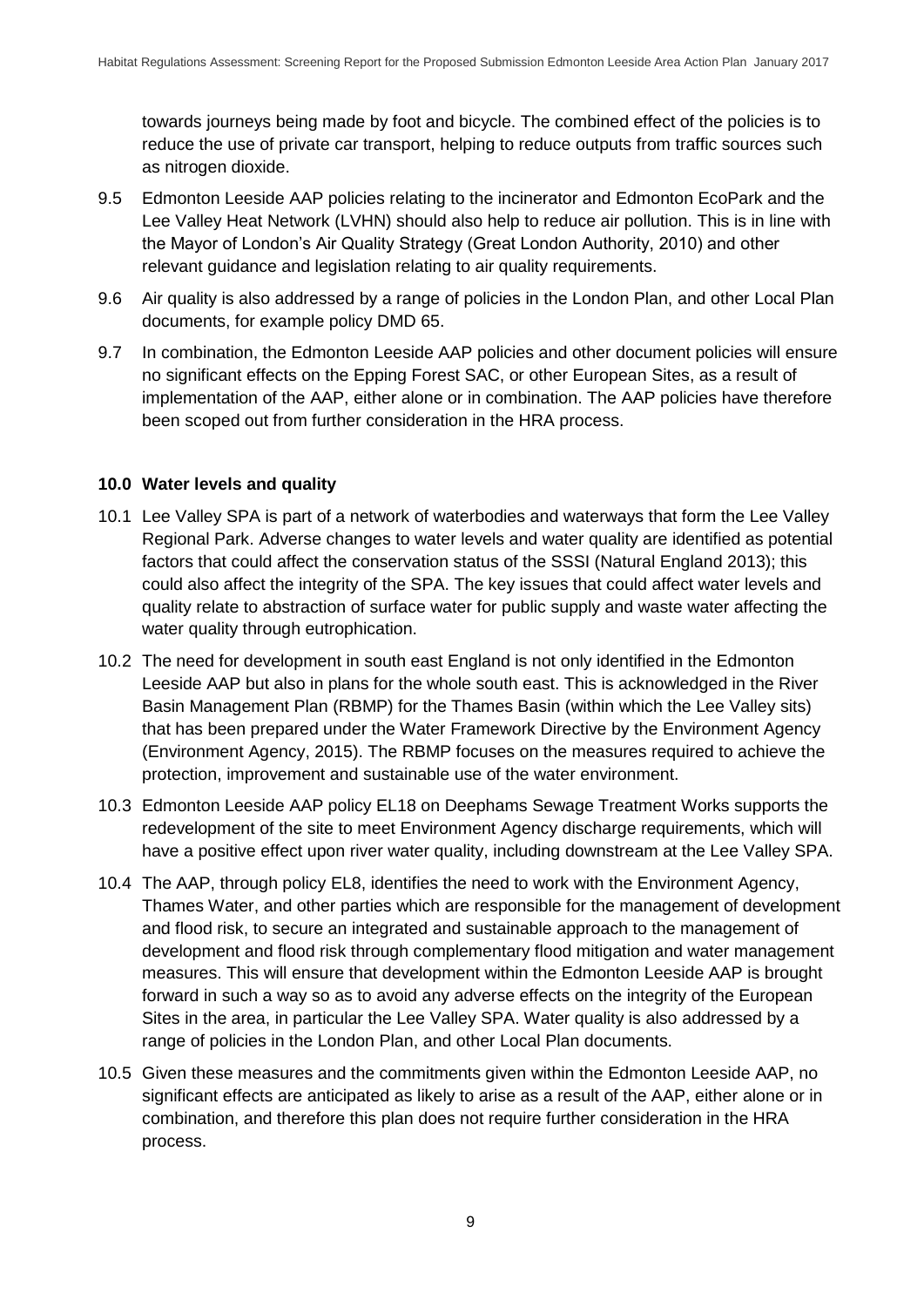towards journeys being made by foot and bicycle. The combined effect of the policies is to reduce the use of private car transport, helping to reduce outputs from traffic sources such as nitrogen dioxide.

9.5 Edmonton Leeside AAP policies relating to the incinerator and Edmonton EcoPark and the Lee Valley Heat Network (LVHN) should also help to reduce air pollution. This is in line with the Mayor of London's Air Quality Strategy (Great London Authority, 2010) and other relevant guidance and legislation relating to air quality requirements.

9.6 Air quality is also addressed by a range of policies in the London Plan, and other Local Plan documents, for example policy DMD 65.

9.7 In combination, the Edmonton Leeside AAP policies and other document policies will ensure no significant effects on the Epping Forest SAC, or other European Sites, as a result of implementation of the AAP, either alone or in combination. The AAP policies have therefore been scoped out from further consideration in the HRA process.

## 10.0 Water levels and quality

10.1 Lee Valley SPA is part of a network of waterbodies and waterways that form the Lee Valley Regional Park. Adverse changes to water levels and water quality are identified as potential factors that could affect the conservation status of the SSSI (Natural England 2013); this could also affect the integrity of the SPA. The key issues that could affect water levels and quality relate to abstraction of surface water for public supply and waste water affecting the water quality through eutrophication.

10.2 The need for development in south east England is not only identified in the Edmonton Leeside AAP but also in plans for the whole south east. This is acknowledged in the River Basin Management Plan (RBMP) for the Thames Basin (within which the Lee Valley sits) that has been prepared under the Water Framework Directive by the Environment Agency (Environment Agency, 2015). The RBMP focuses on the measures required to achieve the protection, improvement and sustainable use of the water environment.

10.3 Edmonton Leeside AAP policy EL18 on Deephams Sewage Treatment Works supports the redevelopment of the site to meet Environment Agency discharge requirements, which will have a positive effect upon river water quality, including downstream at the Lee Valley SPA.

10.4 The AAP, through policy EL8, identifies the need to work with the Environment Agency, Thames Water, and other parties which are responsible for the management of development and flood risk, to secure an integrated and sustainable approach to the management of development and flood risk through complementary flood mitigation and water management measures. This will ensure that development within the Edmonton Leeside AAP is brought forward in such a way so as to avoid any adverse effects on the integrity of the European Sites in the area, in particular the Lee Valley SPA. Water quality is also addressed by a range of policies in the London Plan, and other Local Plan documents.

10.5 Given these measures and the commitments given within the Edmonton Leeside AAP, no significant effects are anticipated as likely to arise as a result of the AAP, either alone or in combination, and therefore this plan does not require further consideration in the HRA process.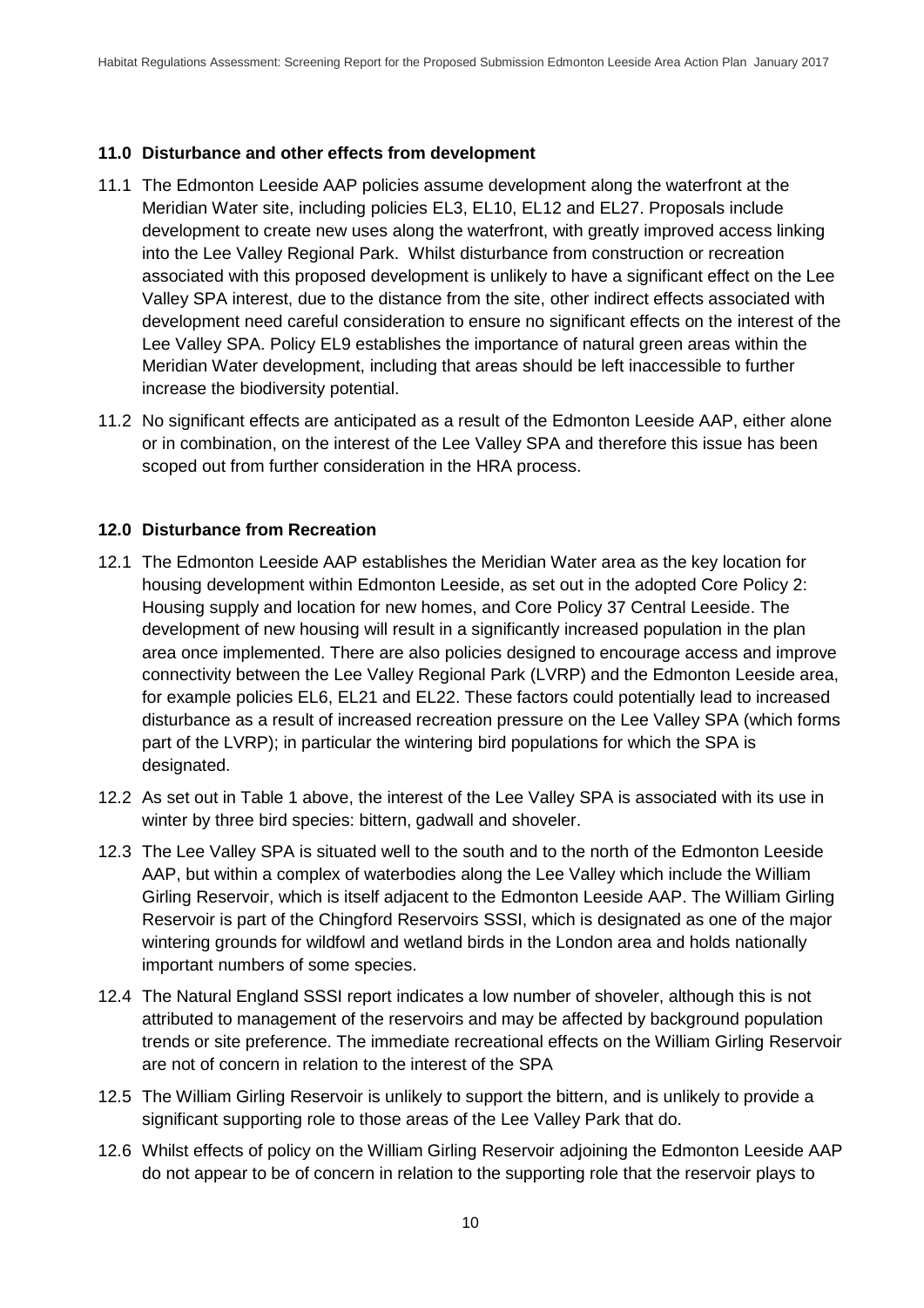## 11.0 Disturbance and other effects from development

11.1 The Edmonton Leeside AAP policies assume development along the waterfront at the Meridian Water site, including policies EL3, EL10, EL12 and EL27. Proposals include development to create new uses along the waterfront, with greatly improved access linking into the Lee Valley Regional Park. Whilst disturbance from construction or recreation associated with this proposed development is unlikely to have a significant effect on the Lee Valley SPA interest, due to the distance from the site, other indirect effects associated with development need careful consideration to ensure no significant effects on the interest of the Lee Valley SPA. Policy EL9 establishes the importance of natural green areas within the Meridian Water development, including that areas should be left inaccessible to further increase the biodiversity potential.

11.2 No significant effects are anticipated as a result of the Edmonton Leeside AAP, either alone or in combination, on the interest of the Lee Valley SPA and therefore this issue has been scoped out from further consideration in the HRA process.

## 12.0 Disturbance from Recreation

12.1 The Edmonton Leeside AAP establishes the Meridian Water area as the key location for housing development within Edmonton Leeside, as set out in the adopted Core Policy 2: Housing supply and location for new homes, and Core Policy 37 Central Leeside. The development of new housing will result in a significantly increased population in the plan area once implemented. There are also policies designed to encourage access and improve connectivity between the Lee Valley Regional Park (LVRP) and the Edmonton Leeside area, for example policies EL6, EL21 and EL22. These factors could potentially lead to increased disturbance as a result of increased recreation pressure on the Lee Valley SPA (which forms part of the LVRP); in particular the wintering bird populations for which the SPA is designated.

12.2 As set out in Table 1 above, the interest of the Lee Valley SPA is associated with its use in winter by three bird species: bittern, gadwall and shoveler.

12.3 The Lee Valley SPA is situated well to the south and to the north of the Edmonton Leeside AAP, but within a complex of waterbodies along the Lee Valley which include the William Girling Reservoir, which is itself adjacent to the Edmonton Leeside AAP. The William Girling Reservoir is part of the Chingford Reservoirs SSSI, which is designated as one of the major wintering grounds for wildfowl and wetland birds in the London area and holds nationally important numbers of some species.

12.4 The Natural England SSSI report indicates a low number of shoveler, although this is not attributed to management of the reservoirs and may be affected by background population trends or site preference. The immediate recreational effects on the William Girling Reservoir are not of concern in relation to the interest of the SPA

12.5 The William Girling Reservoir is unlikely to support the bittern, and is unlikely to provide a significant supporting role to those areas of the Lee Valley Park that do.

12.6 Whilst effects of policy on the William Girling Reservoir adjoining the Edmonton Leeside AAP do not appear to be of concern in relation to the supporting role that the reservoir plays to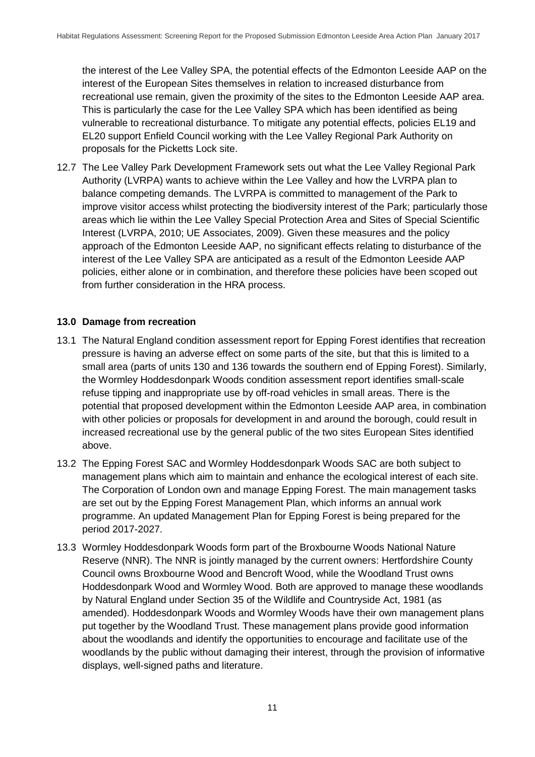the interest of the Lee Valley SPA, the potential effects of the Edmonton Leeside AAP on the interest of the European Sites themselves in relation to increased disturbance from recreational use remain, given the proximity of the sites to the Edmonton Leeside AAP area. This is particularly the case for the Lee Valley SPA which has been identified as being vulnerable to recreational disturbance. To mitigate any potential effects, policies EL19 and EL20 support Enfield Council working with the Lee Valley Regional Park Authority on proposals for the Picketts Lock site.

12.7 The Lee Valley Park Development Framework sets out what the Lee Valley Regional Park Authority (LVRPA) wants to achieve within the Lee Valley and how the LVRPA plan to balance competing demands. The LVRPA is committed to management of the Park to improve visitor access whilst protecting the biodiversity interest of the Park; particularly those areas which lie within the Lee Valley Special Protection Area and Sites of Special Scientific Interest (LVRPA, 2010; UE Associates, 2009). Given these measures and the policy approach of the Edmonton Leeside AAP, no significant effects relating to disturbance of the interest of the Lee Valley SPA are anticipated as a result of the Edmonton Leeside AAP policies, either alone or in combination, and therefore these policies have been scoped out from further consideration in the HRA process.

## 13.0 Damage from recreation

13.1 The Natural England condition assessment report for Epping Forest identifies that recreation pressure is having an adverse effect on some parts of the site, but that this is limited to a small area (parts of units 130 and 136 towards the southern end of Epping Forest). Similarly, the Wormley Hoddesdonpark Woods condition assessment report identifies small-scale refuse tipping and inappropriate use by off-road vehicles in small areas. There is the potential that proposed development within the Edmonton Leeside AAP area, in combination with other policies or proposals for development in and around the borough, could result in increased recreational use by the general public of the two sites European Sites identified above.

13.2 The Epping Forest SAC and Wormley Hoddesdonpark Woods SAC are both subject to management plans which aim to maintain and enhance the ecological interest of each site. The Corporation of London own and manage Epping Forest. The main management tasks are set out by the Epping Forest Management Plan, which informs an annual work programme. An updated Management Plan for Epping Forest is being prepared for the period 2017-2027.

13.3 Wormley Hoddesdonpark Woods form part of the Broxbourne Woods National Nature Reserve (NNR). The NNR is jointly managed by the current owners: Hertfordshire County Council owns Broxbourne Wood and Bencroft Wood, while the Woodland Trust owns Hoddesdonpark Wood and Wormley Wood. Both are approved to manage these woodlands by Natural England under Section 35 of the Wildlife and Countryside Act, 1981 (as amended). Hoddesdonpark Woods and Wormley Woods have their own management plans put together by the Woodland Trust. These management plans provide good information about the woodlands and identify the opportunities to encourage and facilitate use of the woodlands by the public without damaging their interest, through the provision of informative displays, well-signed paths and literature.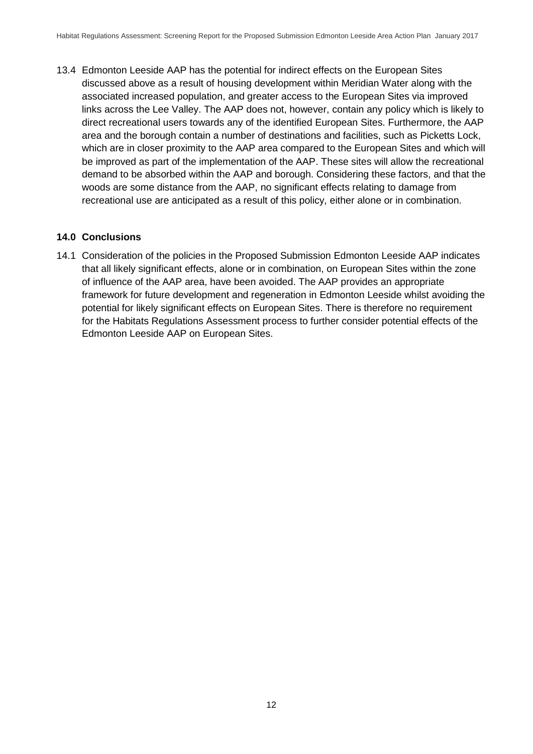13.4 Edmonton Leeside AAP has the potential for indirect effects on the European Sites discussed above as a result of housing development within Meridian Water along with the associated increased population, and greater access to the European Sites via improved links across the Lee Valley. The AAP does not, however, contain any policy which is likely to direct recreational users towards any of the identified European Sites. Furthermore, the AAP area and the borough contain a number of destinations and facilities, such as Picketts Lock, which are in closer proximity to the AAP area compared to the European Sites and which will be improved as part of the implementation of the AAP. These sites will allow the recreational demand to be absorbed within the AAP and borough. Considering these factors, and that the woods are some distance from the AAP, no significant effects relating to damage from recreational use are anticipated as a result of this policy, either alone or in combination.

## 14.0 Conclusions

14.1 Consideration of the policies in the Proposed Submission Edmonton Leeside AAP indicates that all likely significant effects, alone or in combination, on European Sites within the zone of influence of the AAP area, have been avoided. The AAP provides an appropriate framework for future development and regeneration in Edmonton Leeside whilst avoiding the potential for likely significant effects on European Sites. There is therefore no requirement for the Habitats Regulations Assessment process to further consider potential effects of the Edmonton Leeside AAP on European Sites.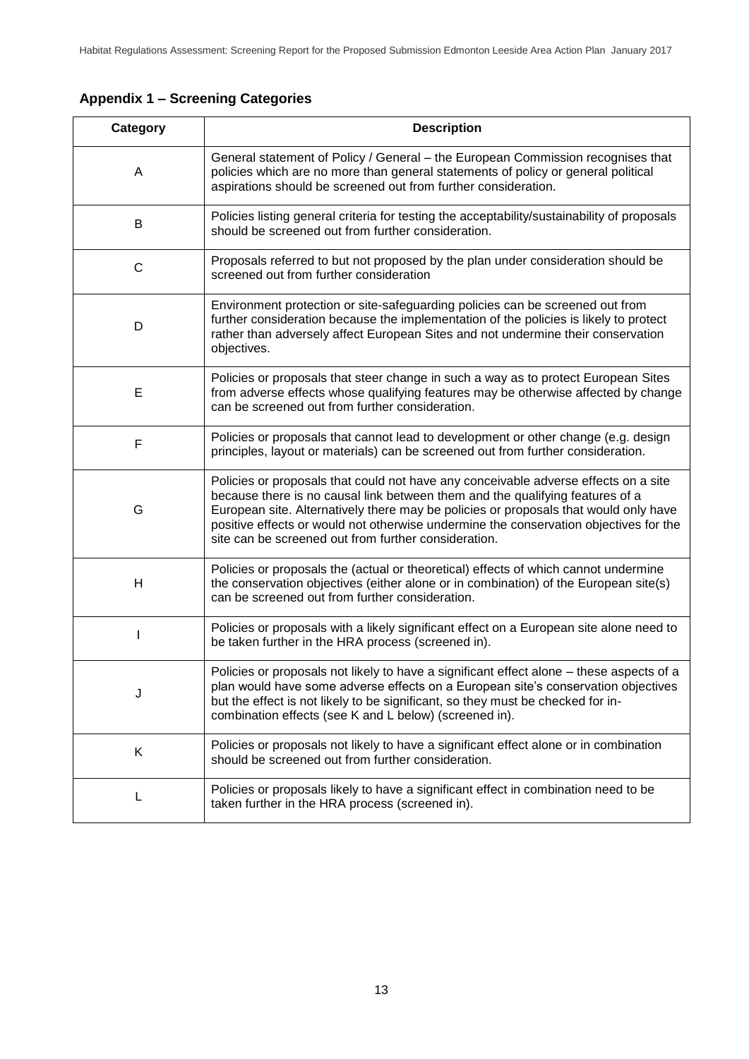## Appendix 1 – Screening Categories

| Category | Description |
|---|---|
| A | General statement of Policy / General – the European Commission recognises that policies which are no more than general statements of policy or general political aspirations should be screened out from further consideration. |
| B | Policies listing general criteria for testing the acceptability/sustainability of proposals should be screened out from further consideration. |
| C | Proposals referred to but not proposed by the plan under consideration should be screened out from further consideration |
| D | Environment protection or site-safeguarding policies can be screened out from further consideration because the implementation of the policies is likely to protect rather than adversely affect European Sites and not undermine their conservation objectives. |
| E | Policies or proposals that steer change in such a way as to protect European Sites from adverse effects whose qualifying features may be otherwise affected by change can be screened out from further consideration. |
| F | Policies or proposals that cannot lead to development or other change (e.g. design principles, layout or materials) can be screened out from further consideration. |
| G | Policies or proposals that could not have any conceivable adverse effects on a site because there is no causal link between them and the qualifying features of a European site. Alternatively there may be policies or proposals that would only have positive effects or would not otherwise undermine the conservation objectives for the site can be screened out from further consideration. |
| H | Policies or proposals the (actual or theoretical) effects of which cannot undermine the conservation objectives (either alone or in combination) of the European site(s) can be screened out from further consideration. |
| I | Policies or proposals with a likely significant effect on a European site alone need to be taken further in the HRA process (screened in). |
| J | Policies or proposals not likely to have a significant effect alone – these aspects of a plan would have some adverse effects on a European site's conservation objectives but the effect is not likely to be significant, so they must be checked for in-combination effects (see K and L below) (screened in). |
| K | Policies or proposals not likely to have a significant effect alone or in combination should be screened out from further consideration. |
| L | Policies or proposals likely to have a significant effect in combination need to be taken further in the HRA process (screened in). |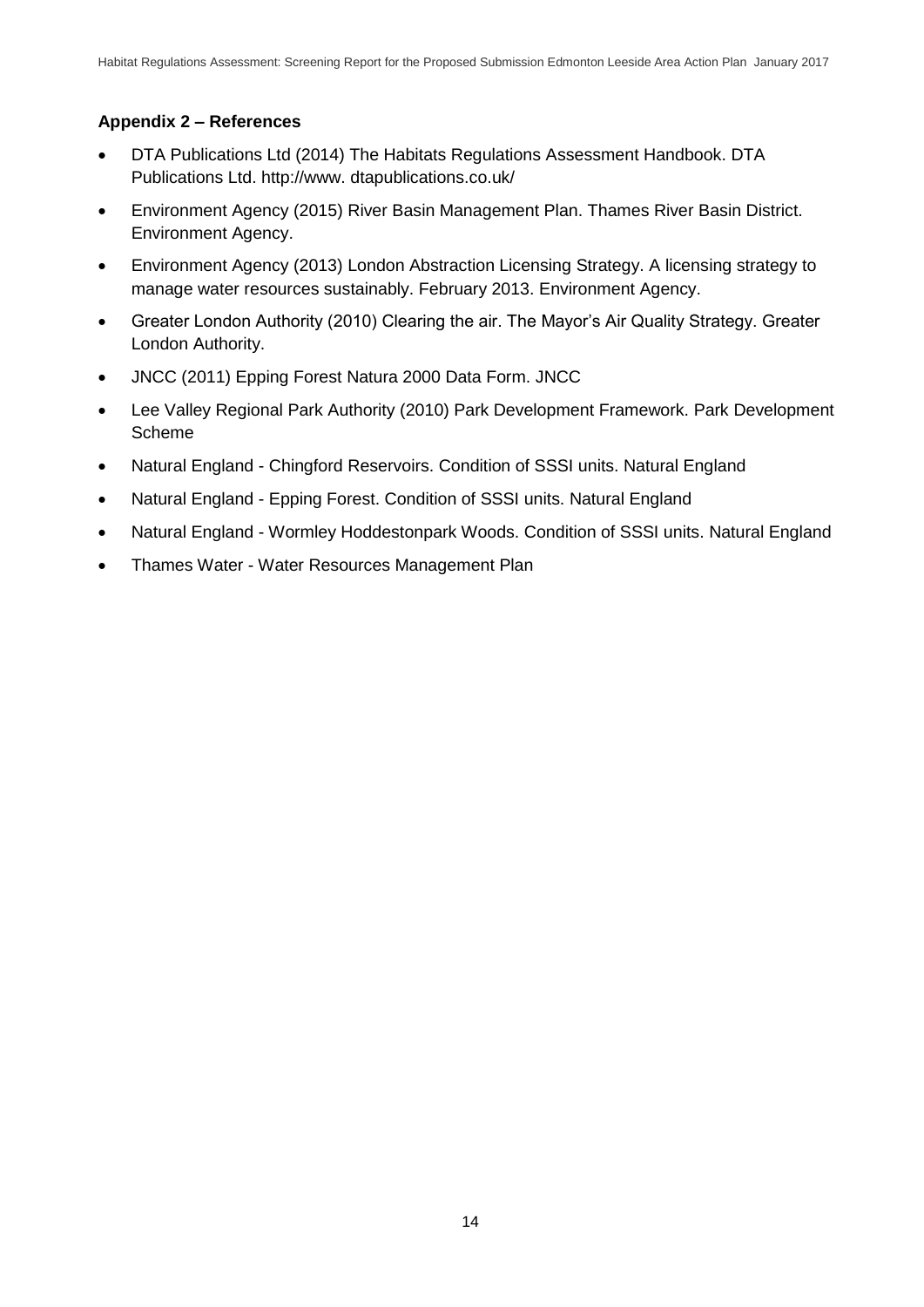### Appendix 2 – References

- DTA Publications Ltd (2014) The Habitats Regulations Assessment Handbook. DTA Publications Ltd. http://www. dtapublications.co.uk/
- Environment Agency (2015) River Basin Management Plan. Thames River Basin District. Environment Agency.
- Environment Agency (2013) London Abstraction Licensing Strategy. A licensing strategy to manage water resources sustainably. February 2013. Environment Agency.
- Greater London Authority (2010) Clearing the air. The Mayor's Air Quality Strategy. Greater London Authority.
- JNCC (2011) Epping Forest Natura 2000 Data Form. JNCC
- Lee Valley Regional Park Authority (2010) Park Development Framework. Park Development Scheme
- Natural England - Chingford Reservoirs. Condition of SSSI units. Natural England
- Natural England - Epping Forest. Condition of SSSI units. Natural England
- Natural England - Wormley Hoddestonpark Woods. Condition of SSSI units. Natural England
- Thames Water - Water Resources Management Plan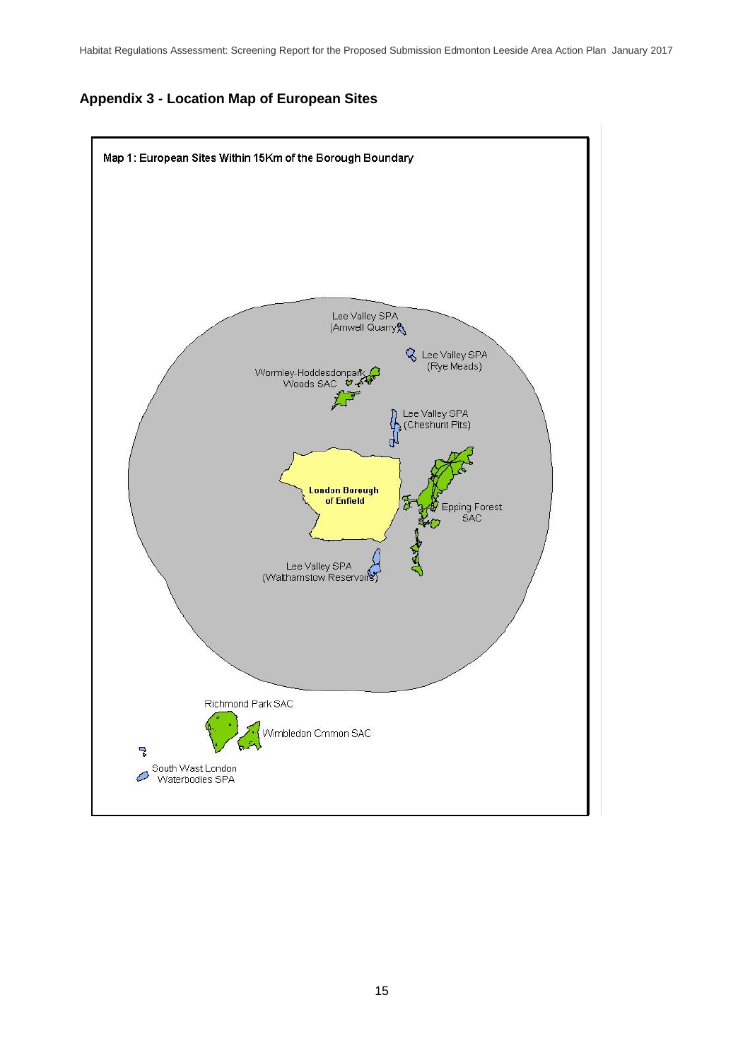## Appendix 3 - Location Map of European Sites

Map 1: European Sites Within 15Km of the Borough Boundary

Lee Valley SPA (Amwell Quarry)

Lee Valley SPA (Rye Meads)

Wormley-Hoddesdonpark Woods SAC

Lee Valley SPA (Cheshunt Pits)

London Borough of Enfield

Epping Forest SAC

Lee Valley SPA (Walthamstow Reservoirs)

Richmond Park SAC

Wimbledon Cmmon SAC

South Wast London Waterbodies SPA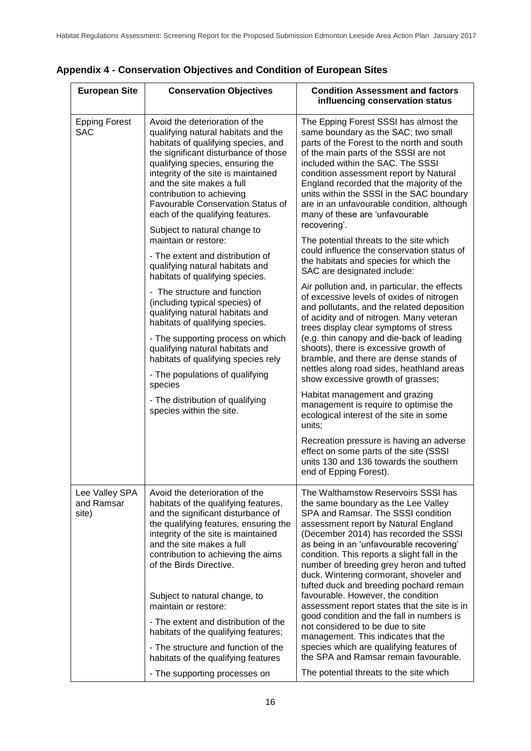## Appendix 4 - Conservation Objectives and Condition of European Sites

| European Site | Conservation Objectives | Condition Assessment and factors influencing conservation status |
|---|---|---|
| Epping Forest SAC | Avoid the deterioration of the qualifying natural habitats and the habitats of qualifying species, and the significant disturbance of those qualifying species, ensuring the integrity of the site is maintained and the site makes a full contribution to achieving Favourable Conservation Status of each of the qualifying features.<br><br>Subject to natural change to maintain or restore:<br><br>- The extent and distribution of qualifying natural habitats and habitats of qualifying species.<br><br>- The structure and function (including typical species) of qualifying natural habitats and habitats of qualifying species.<br><br>- The supporting process on which qualifying natural habitats and habitats of qualifying species rely<br><br>- The populations of qualifying species<br><br>- The distribution of qualifying species within the site. | The Epping Forest SSSI has almost the same boundary as the SAC; two small parts of the Forest to the north and south of the main parts of the SSSI are not included within the SAC. The SSSI condition assessment report by Natural England recorded that the majority of the units within the SSSI in the SAC boundary are in an unfavourable condition, although many of these are 'unfavourable recovering'.<br><br>The potential threats to the site which could influence the conservation status of the habitats and species for which the SAC are designated include:<br><br>Air pollution and, in particular, the effects of excessive levels of oxides of nitrogen and pollutants, and the related deposition of acidity and of nitrogen. Many veteran trees display clear symptoms of stress (e.g. thin canopy and die-back of leading shoots), there is excessive growth of bramble, and there are dense stands of nettles along road sides, heathland areas show excessive growth of grasses;<br><br>Habitat management and grazing management is require to optimise the ecological interest of the site in some units;<br><br>Recreation pressure is having an adverse effect on some parts of the site (SSSI units 130 and 136 towards the southern end of Epping Forest). |
| Lee Valley SPA and Ramsar site) | Avoid the deterioration of the habitats of the qualifying features, and the significant disturbance of the qualifying features, ensuring the integrity of the site is maintained and the site makes a full contribution to achieving the aims of the Birds Directive.<br><br>Subject to natural change, to maintain or restore:<br><br>- The extent and distribution of the habitats of the qualifying features;<br><br>- The structure and function of the habitats of the qualifying features<br><br>- The supporting processes on | The Walthamstow Reservoirs SSSI has the same boundary as the Lee Valley SPA and Ramsar. The SSSI condition assessment report by Natural England (December 2014) has recorded the SSSI as being in an 'unfavourable recovering' condition. This reports a slight fall in the number of breeding grey heron and tufted duck. Wintering cormorant, shoveler and tufted duck and breeding pochard remain favourable. However, the condition assessment report states that the site is in good condition and the fall in numbers is not considered to be due to site management. This indicates that the species which are qualifying features of the SPA and Ramsar remain favourable.<br><br>The potential threats to the site which |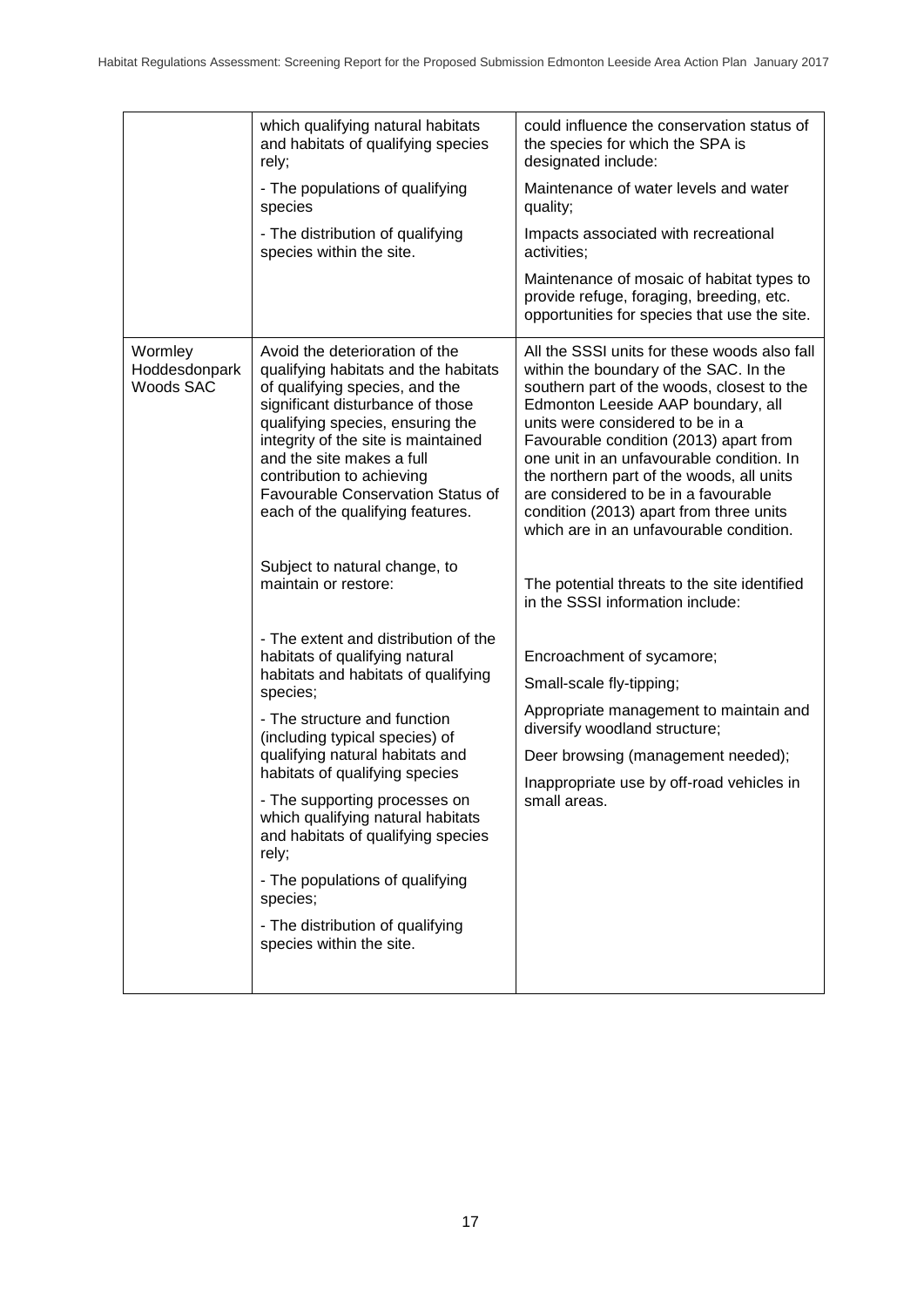| | | |
|---|---|---|
| | which qualifying natural habitats and habitats of qualifying species rely;<br><br>- The populations of qualifying species<br><br>- The distribution of qualifying species within the site. | could influence the conservation status of the species for which the SPA is designated include:<br><br>Maintenance of water levels and water quality;<br><br>Impacts associated with recreational activities;<br><br>Maintenance of mosaic of habitat types to provide refuge, foraging, breeding, etc. opportunities for species that use the site. |
| Wormley Hoddesdonpark Woods SAC | Avoid the deterioration of the qualifying habitats and the habitats of qualifying species, and the significant disturbance of those qualifying species, ensuring the integrity of the site is maintained and the site makes a full contribution to achieving Favourable Conservation Status of each of the qualifying features.<br><br>Subject to natural change, to maintain or restore:<br><br>- The extent and distribution of the habitats of qualifying natural habitats and habitats of qualifying species;<br><br>- The structure and function (including typical species) of qualifying natural habitats and habitats of qualifying species<br><br>- The supporting processes on which qualifying natural habitats and habitats of qualifying species rely;<br><br>- The populations of qualifying species;<br><br>- The distribution of qualifying species within the site. | All the SSSI units for these woods also fall within the boundary of the SAC. In the southern part of the woods, closest to the Edmonton Leeside AAP boundary, all units were considered to be in a Favourable condition (2013) apart from one unit in an unfavourable condition. In the northern part of the woods, all units are considered to be in a favourable condition (2013) apart from three units which are in an unfavourable condition.<br><br>The potential threats to the site identified in the SSSI information include:<br><br>Encroachment of sycamore;<br><br>Small-scale fly-tipping;<br><br>Appropriate management to maintain and diversify woodland structure;<br><br>Deer browsing (management needed);<br><br>Inappropriate use by off-road vehicles in small areas. |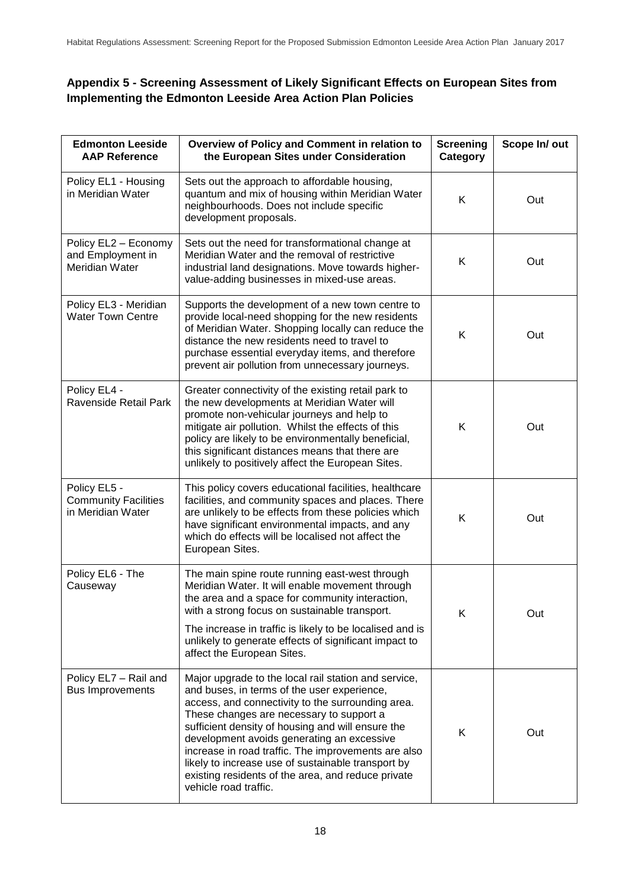## Appendix 5 - Screening Assessment of Likely Significant Effects on European Sites from Implementing the Edmonton Leeside Area Action Plan Policies

| Edmonton Leeside AAP Reference | Overview of Policy and Comment in relation to the European Sites under Consideration | Screening Category | Scope In/ out |
|---|---|---|---|
| Policy EL1 - Housing in Meridian Water | Sets out the approach to affordable housing, quantum and mix of housing within Meridian Water neighbourhoods. Does not include specific development proposals. | K | Out |
| Policy EL2 – Economy and Employment in Meridian Water | Sets out the need for transformational change at Meridian Water and the removal of restrictive industrial land designations. Move towards higher-value-adding businesses in mixed-use areas. | K | Out |
| Policy EL3 - Meridian Water Town Centre | Supports the development of a new town centre to provide local-need shopping for the new residents of Meridian Water. Shopping locally can reduce the distance the new residents need to travel to purchase essential everyday items, and therefore prevent air pollution from unnecessary journeys. | K | Out |
| Policy EL4 - Ravenside Retail Park | Greater connectivity of the existing retail park to the new developments at Meridian Water will promote non-vehicular journeys and help to mitigate air pollution. Whilst the effects of this policy are likely to be environmentally beneficial, this significant distances means that there are unlikely to positively affect the European Sites. | K | Out |
| Policy EL5 - Community Facilities in Meridian Water | This policy covers educational facilities, healthcare facilities, and community spaces and places. There are unlikely to be effects from these policies which have significant environmental impacts, and any which do effects will be localised not affect the European Sites. | K | Out |
| Policy EL6 - The Causeway | The main spine route running east-west through Meridian Water. It will enable movement through the area and a space for community interaction, with a strong focus on sustainable transport.<br><br>The increase in traffic is likely to be localised and is unlikely to generate effects of significant impact to affect the European Sites. | K | Out |
| Policy EL7 – Rail and Bus Improvements | Major upgrade to the local rail station and service, and buses, in terms of the user experience, access, and connectivity to the surrounding area. These changes are necessary to support a sufficient density of housing and will ensure the development avoids generating an excessive increase in road traffic. The improvements are also likely to increase use of sustainable transport by existing residents of the area, and reduce private vehicle road traffic. | K | Out |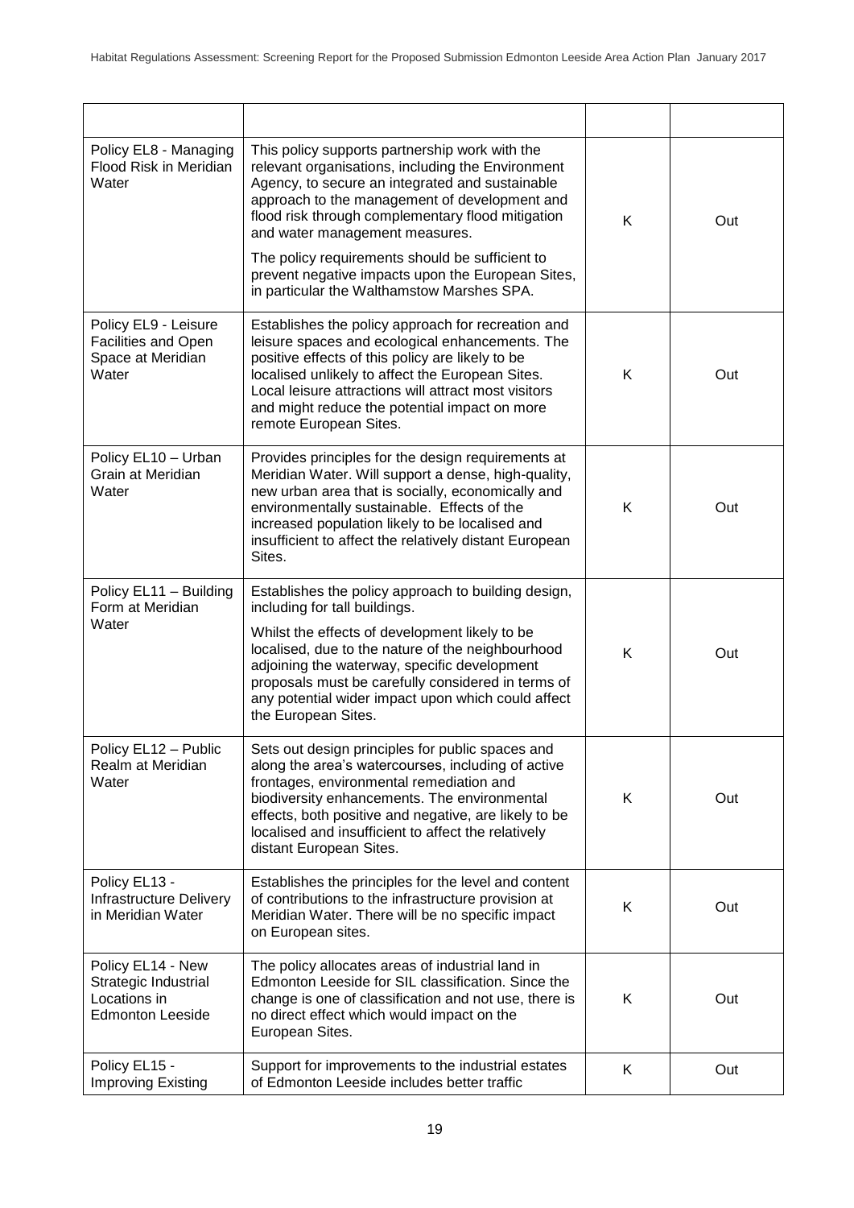| | | | |
|---|---|---|---|
| Policy EL8 - Managing Flood Risk in Meridian Water | This policy supports partnership work with the relevant organisations, including the Environment Agency, to secure an integrated and sustainable approach to the management of development and flood risk through complementary flood mitigation and water management measures.<br><br>The policy requirements should be sufficient to prevent negative impacts upon the European Sites, in particular the Walthamstow Marshes SPA. | K | Out |
| Policy EL9 - Leisure Facilities and Open Space at Meridian Water | Establishes the policy approach for recreation and leisure spaces and ecological enhancements. The positive effects of this policy are likely to be localised unlikely to affect the European Sites. Local leisure attractions will attract most visitors and might reduce the potential impact on more remote European Sites. | K | Out |
| Policy EL10 – Urban Grain at Meridian Water | Provides principles for the design requirements at Meridian Water. Will support a dense, high-quality, new urban area that is socially, economically and environmentally sustainable. Effects of the increased population likely to be localised and insufficient to affect the relatively distant European Sites. | K | Out |
| Policy EL11 – Building Form at Meridian Water | Establishes the policy approach to building design, including for tall buildings.<br><br>Whilst the effects of development likely to be localised, due to the nature of the neighbourhood adjoining the waterway, specific development proposals must be carefully considered in terms of any potential wider impact upon which could affect the European Sites. | K | Out |
| Policy EL12 – Public Realm at Meridian Water | Sets out design principles for public spaces and along the area's watercourses, including of active frontages, environmental remediation and biodiversity enhancements. The environmental effects, both positive and negative, are likely to be localised and insufficient to affect the relatively distant European Sites. | K | Out |
| Policy EL13 - Infrastructure Delivery in Meridian Water | Establishes the principles for the level and content of contributions to the infrastructure provision at Meridian Water. There will be no specific impact on European sites. | K | Out |
| Policy EL14 - New Strategic Industrial Locations in Edmonton Leeside | The policy allocates areas of industrial land in Edmonton Leeside for SIL classification. Since the change is one of classification and not use, there is no direct effect which would impact on the European Sites. | K | Out |
| Policy EL15 - Improving Existing | Support for improvements to the industrial estates of Edmonton Leeside includes better traffic | K | Out |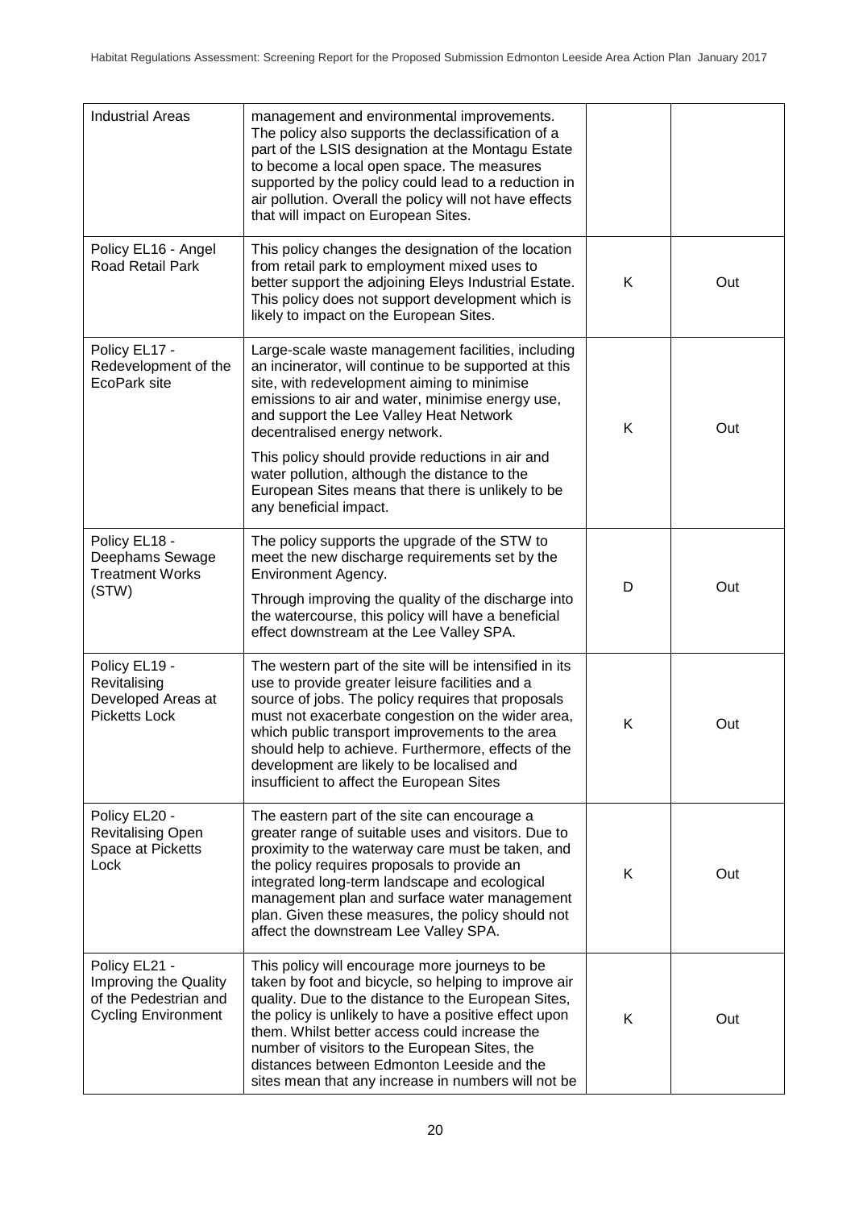| | | | |
|---|---|---|---|
| Industrial Areas | management and environmental improvements. The policy also supports the declassification of a part of the LSIS designation at the Montagu Estate to become a local open space. The measures supported by the policy could lead to a reduction in air pollution. Overall the policy will not have effects that will impact on European Sites. | | |
| Policy EL16 - Angel Road Retail Park | This policy changes the designation of the location from retail park to employment mixed uses to better support the adjoining Eleys Industrial Estate. This policy does not support development which is likely to impact on the European Sites. | K | Out |
| Policy EL17 - Redevelopment of the EcoPark site | Large-scale waste management facilities, including an incinerator, will continue to be supported at this site, with redevelopment aiming to minimise emissions to air and water, minimise energy use, and support the Lee Valley Heat Network decentralised energy network.<br><br>This policy should provide reductions in air and water pollution, although the distance to the European Sites means that there is unlikely to be any beneficial impact. | K | Out |
| Policy EL18 - Deephams Sewage Treatment Works (STW) | The policy supports the upgrade of the STW to meet the new discharge requirements set by the Environment Agency.<br><br>Through improving the quality of the discharge into the watercourse, this policy will have a beneficial effect downstream at the Lee Valley SPA. | D | Out |
| Policy EL19 - Revitalising Developed Areas at Picketts Lock | The western part of the site will be intensified in its use to provide greater leisure facilities and a source of jobs. The policy requires that proposals must not exacerbate congestion on the wider area, which public transport improvements to the area should help to achieve. Furthermore, effects of the development are likely to be localised and insufficient to affect the European Sites | K | Out |
| Policy EL20 - Revitalising Open Space at Picketts Lock | The eastern part of the site can encourage a greater range of suitable uses and visitors. Due to proximity to the waterway care must be taken, and the policy requires proposals to provide an integrated long-term landscape and ecological management plan and surface water management plan. Given these measures, the policy should not affect the downstream Lee Valley SPA. | K | Out |
| Policy EL21 - Improving the Quality of the Pedestrian and Cycling Environment | This policy will encourage more journeys to be taken by foot and bicycle, so helping to improve air quality. Due to the distance to the European Sites, the policy is unlikely to have a positive effect upon them. Whilst better access could increase the number of visitors to the European Sites, the distances between Edmonton Leeside and the sites mean that any increase in numbers will not be | K | Out |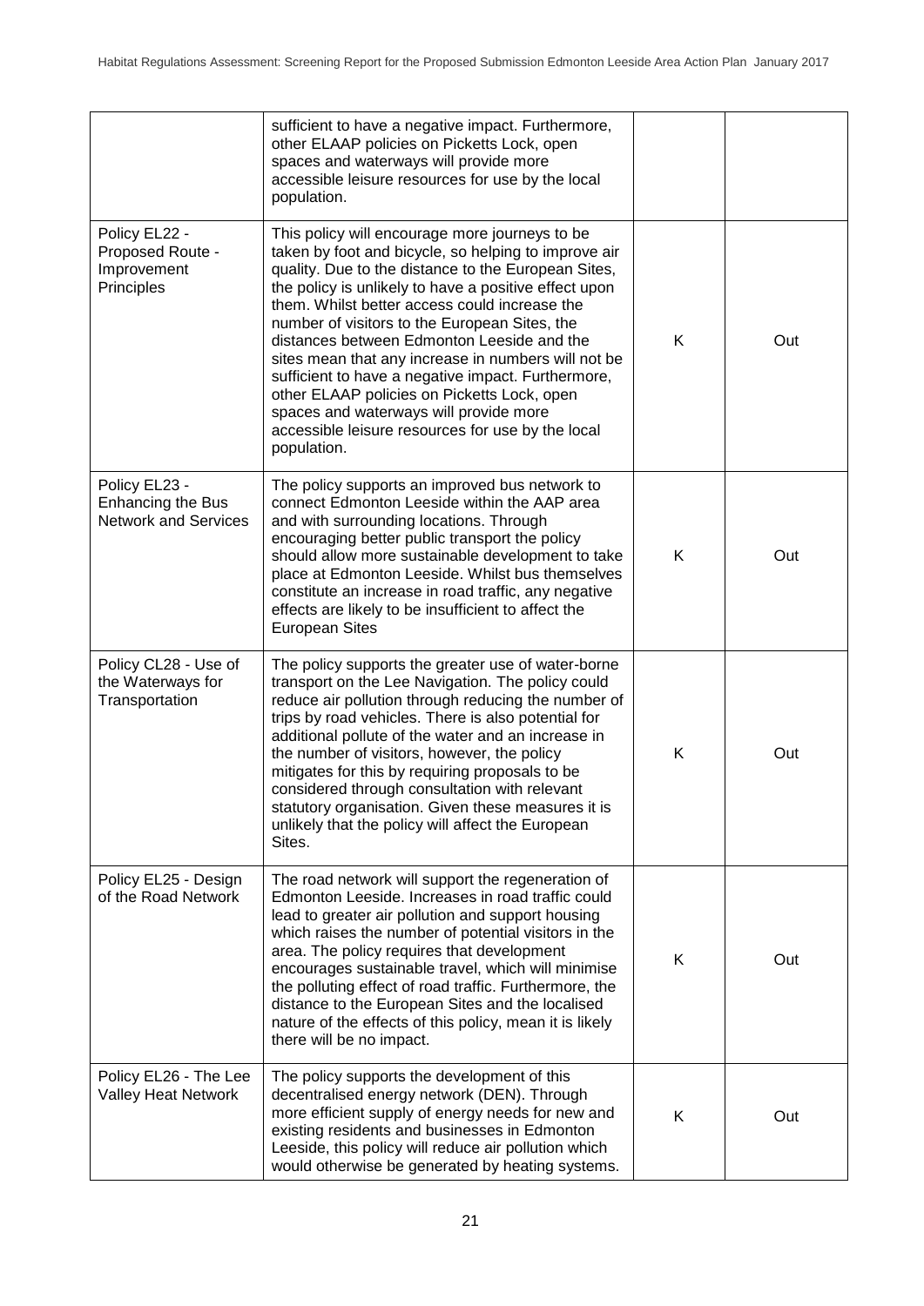| | | | |
|---|---|---|---|
| | sufficient to have a negative impact. Furthermore, other ELAAP policies on Picketts Lock, open spaces and waterways will provide more accessible leisure resources for use by the local population. | | |
| Policy EL22 - Proposed Route - Improvement Principles | This policy will encourage more journeys to be taken by foot and bicycle, so helping to improve air quality. Due to the distance to the European Sites, the policy is unlikely to have a positive effect upon them. Whilst better access could increase the number of visitors to the European Sites, the distances between Edmonton Leeside and the sites mean that any increase in numbers will not be sufficient to have a negative impact. Furthermore, other ELAAP policies on Picketts Lock, open spaces and waterways will provide more accessible leisure resources for use by the local population. | K | Out |
| Policy EL23 - Enhancing the Bus Network and Services | The policy supports an improved bus network to connect Edmonton Leeside within the AAP area and with surrounding locations. Through encouraging better public transport the policy should allow more sustainable development to take place at Edmonton Leeside. Whilst bus themselves constitute an increase in road traffic, any negative effects are likely to be insufficient to affect the European Sites | K | Out |
| Policy CL28 - Use of the Waterways for Transportation | The policy supports the greater use of water-borne transport on the Lee Navigation. The policy could reduce air pollution through reducing the number of trips by road vehicles. There is also potential for additional pollute of the water and an increase in the number of visitors, however, the policy mitigates for this by requiring proposals to be considered through consultation with relevant statutory organisation. Given these measures it is unlikely that the policy will affect the European Sites. | K | Out |
| Policy EL25 - Design of the Road Network | The road network will support the regeneration of Edmonton Leeside. Increases in road traffic could lead to greater air pollution and support housing which raises the number of potential visitors in the area. The policy requires that development encourages sustainable travel, which will minimise the polluting effect of road traffic. Furthermore, the distance to the European Sites and the localised nature of the effects of this policy, mean it is likely there will be no impact. | K | Out |
| Policy EL26 - The Lee Valley Heat Network | The policy supports the development of this decentralised energy network (DEN). Through more efficient supply of energy needs for new and existing residents and businesses in Edmonton Leeside, this policy will reduce air pollution which would otherwise be generated by heating systems. | K | Out |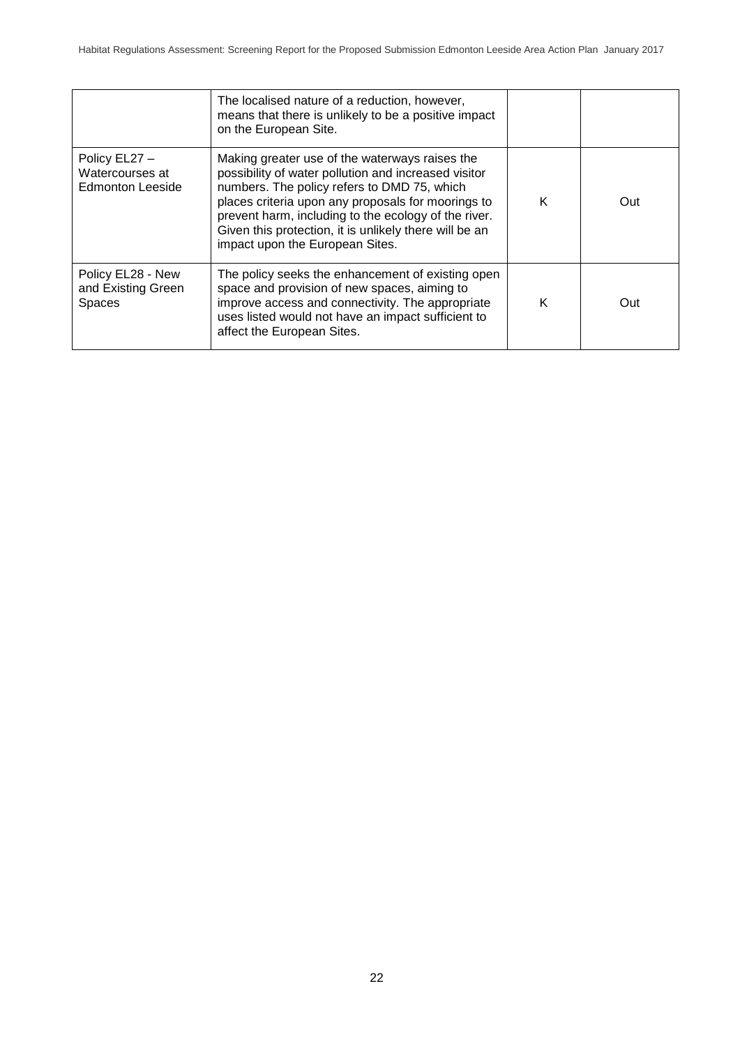| | | | |
|---|---|---|---|
| | The localised nature of a reduction, however, means that there is unlikely to be a positive impact on the European Site. | | |
| Policy EL27 – Watercourses at Edmonton Leeside | Making greater use of the waterways raises the possibility of water pollution and increased visitor numbers. The policy refers to DMD 75, which places criteria upon any proposals for moorings to prevent harm, including to the ecology of the river. Given this protection, it is unlikely there will be an impact upon the European Sites. | K | Out |
| Policy EL28 - New and Existing Green Spaces | The policy seeks the enhancement of existing open space and provision of new spaces, aiming to improve access and connectivity. The appropriate uses listed would not have an impact sufficient to affect the European Sites. | K | Out |